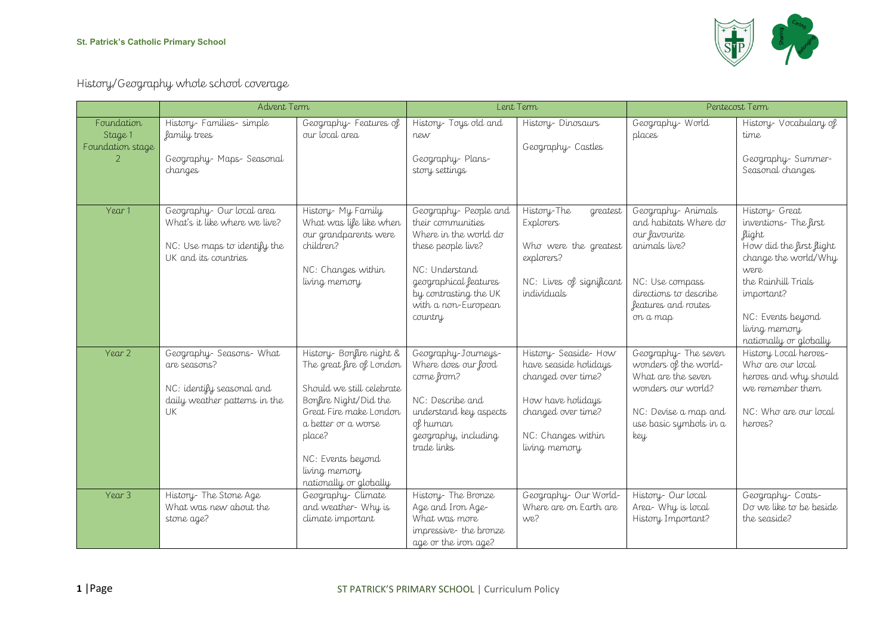# History/Geography whole school coverage

| | Advent Term | | Lent Term | | Pentecost Term | |
|---|---|---|---|---|---|---|
| Foundation Stage 1 Foundation stage 2 | History- Families- simple family trees<br><br>Geography- Maps- Seasonal changes | Geography- Features of our local area | History- Toys old and new<br><br>Geography- Plans- story settings | History- Dinosaurs<br><br>Geography- Castles | Geography- World places | History- Vocabulary of time<br><br>Geography- Summer- Seasonal changes |
| Year 1 | Geography- Our local area What's it like where we live?<br><br>NC: Use maps to identify the UK and its countries | History- My Family What was life like when our grandparents were children?<br><br>NC: Changes within living memory | Geography- People and their communities Where in the world do these people live?<br><br>NC: Understand geographical features by contrasting the UK with a non-European country | History-The greatest Explorers<br><br>Who were the greatest explorers?<br><br>NC: Lives of significant individuals | Geography- Animals and habitats Where do our favourite animals live?<br><br>NC: Use compass directions to describe features and routes on a map | History- Great inventions- The first flight How did the first flight change the world/Why were the Rainhill Trials important?<br><br>NC: Events beyond living memory nationally or globally |
| Year 2 | Geography- Seasons- What are seasons?<br><br>NC: identify seasonal and daily weather patterns in the UK | History- Bonfire night & The great fire of London<br><br>Should we still celebrate Bonfire Night/Did the Great Fire make London a better or a worse place?<br><br>NC: Events beyond living memory nationally or globally | Geography-Journeys- Where does our food come from?<br><br>NC: Describe and understand key aspects of human geography, including trade links | History- Seaside- How have seaside holidays changed over time?<br><br>How have holidays changed over time?<br><br>NC: Changes within living memory | Geography- The seven wonders of the world- What are the seven wonders our world?<br><br>NC: Devise a map and use basic symbols in a key | History Local heroes- Who are our local heroes and why should we remember them<br><br>NC: Who are our local heroes? |
| Year 3 | History- The Stone Age What was new about the stone age? | Geography- Climate and weather- Why is climate important | History- The Bronze Age and Iron Age- What was more impressive- the bronze age or the iron age? | Geography- Our World- Where are on Earth are we? | History- Our local Area- Why is local History Important? | Geography- Coats- Do we like to be beside the seaside? |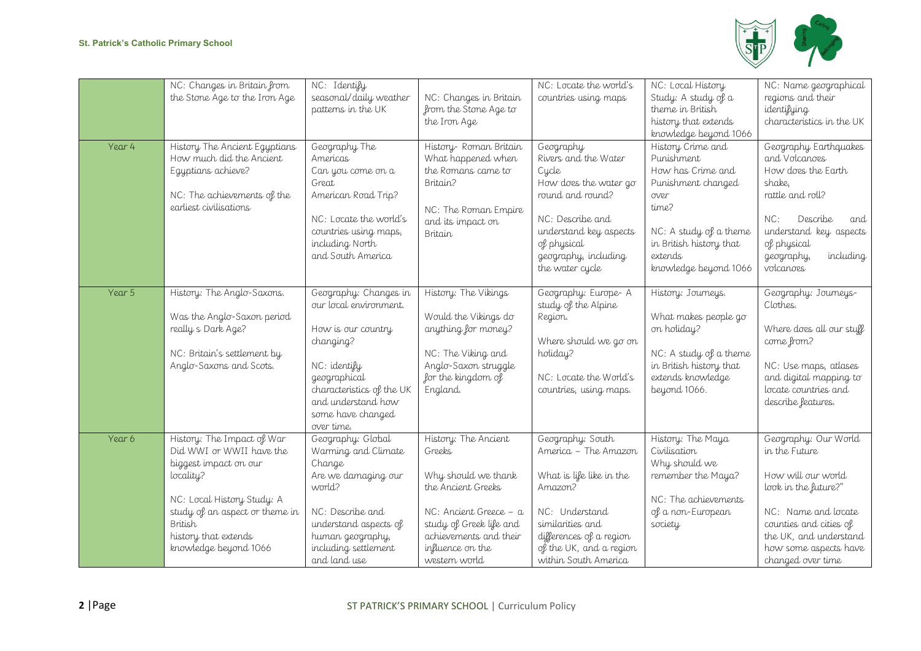| | | | | | | |
|---|---|---|---|---|---|---|
| | NC: Changes in Britain from the Stone Age to the Iron Age | NC: Identify seasonal/daily weather patterns in the UK | NC: Changes in Britain from the Stone Age to the Iron Age | NC: Locate the world's countries using maps | NC: Local History Study: A study of a theme in British history that extends knowledge beyond 1066 | NC: Name geographical regions and their identifying characteristics in the UK |
| Year 4 | History The Ancient Egyptians How much did the Ancient Egyptians achieve?<br><br>NC: The achievements of the earliest civilisations | Geography The Americas Can you come on a Great American Road Trip?<br><br>NC: Locate the world's countries using maps, including North and South America | History- Roman Britain What happened when the Romans came to Britain?<br><br>NC: The Roman Empire and its impact on Britain | Geography Rivers and the Water Cycle How does the water go round and round?<br><br>NC: Describe and understand key aspects of physical geography, including the water cycle | History Crime and Punishment How has Crime and Punishment changed over time?<br><br>NC: A study of a theme in British history that extends knowledge beyond 1066 | Geography Earthquakes and Volcanoes How does the Earth shake, rattle and roll?<br><br>NC: Describe and understand key aspects of physical geography, including volcanoes |
| Year 5 | History: The Anglo-Saxons.<br><br>Was the Anglo-Saxon period really s Dark Age?<br><br>NC: Britain's settlement by Anglo-Saxons and Scots. | Geography: Changes in our local environment.<br><br>How is our country changing?<br><br>NC: identify geographical characteristics of the UK and understand how some have changed over time. | History: The Vikings<br><br>Would the Vikings do anything for money?<br><br>NC: The Viking and Anglo-Saxon struggle for the kingdom of England. | Geography: Europe- A study of the Alpine Region.<br><br>Where should we go on holiday?<br><br>NC: Locate the World's countries, using maps. | History: Journeys.<br><br>What makes people go on holiday?<br><br>NC: A study of a theme in British history that extends knowledge beyond 1066. | Geography: Journeys-Clothes.<br><br>Where does all our stuff come from?<br><br>NC: Use maps, atlases and digital mapping to locate countries and describe features. |
| Year 6 | History: The Impact of War Did WWI or WWII have the biggest impact on our locality?<br><br>NC: Local History Study: A study of an aspect or theme in British history that extends knowledge beyond 1066 | Geography: Global Warming and Climate Change Are we damaging our world?<br><br>NC: Describe and understand aspects of human geography, including settlement and land use | History: The Ancient Greeks<br><br>Why should we thank the Ancient Greeks<br><br>NC: Ancient Greece – a study of Greek life and achievements and their influence on the western world | Geography: South America – The Amazon<br><br>What is life like in the Amazon?<br><br>NC: Understand similarities and differences of a region of the UK, and a region within South America | History: The Maya Civilisation Why should we remember the Maya?<br><br>NC: The achievements of a non-European society | Geography: Our World in the Future<br><br>How will our world look in the future?"<br><br>NC: Name and locate counties and cities of the UK, and understand how some aspects have changed over time |